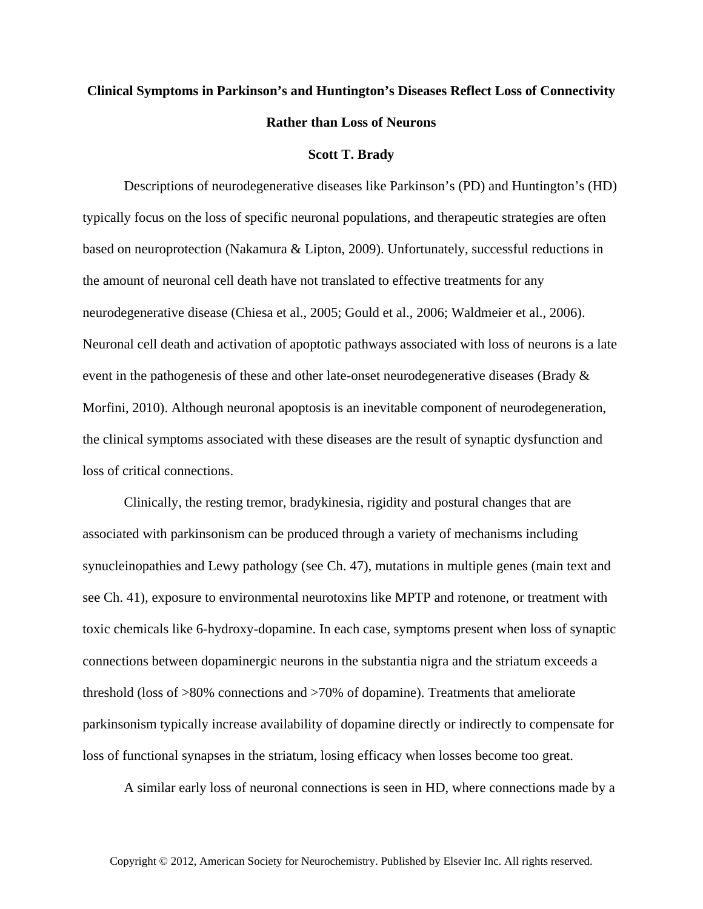# Clinical Symptoms in Parkinson's and Huntington's Diseases Reflect Loss of Connectivity Rather than Loss of Neurons

**Scott T. Brady**

Descriptions of neurodegenerative diseases like Parkinson's (PD) and Huntington's (HD) typically focus on the loss of specific neuronal populations, and therapeutic strategies are often based on neuroprotection (Nakamura & Lipton, 2009). Unfortunately, successful reductions in the amount of neuronal cell death have not translated to effective treatments for any neurodegenerative disease (Chiesa et al., 2005; Gould et al., 2006; Waldmeier et al., 2006). Neuronal cell death and activation of apoptotic pathways associated with loss of neurons is a late event in the pathogenesis of these and other late-onset neurodegenerative diseases (Brady & Morfini, 2010). Although neuronal apoptosis is an inevitable component of neurodegeneration, the clinical symptoms associated with these diseases are the result of synaptic dysfunction and loss of critical connections.

Clinically, the resting tremor, bradykinesia, rigidity and postural changes that are associated with parkinsonism can be produced through a variety of mechanisms including synucleinopathies and Lewy pathology (see Ch. 47), mutations in multiple genes (main text and see Ch. 41), exposure to environmental neurotoxins like MPTP and rotenone, or treatment with toxic chemicals like 6-hydroxy-dopamine. In each case, symptoms present when loss of synaptic connections between dopaminergic neurons in the substantia nigra and the striatum exceeds a threshold (loss of >80% connections and >70% of dopamine). Treatments that ameliorate parkinsonism typically increase availability of dopamine directly or indirectly to compensate for loss of functional synapses in the striatum, losing efficacy when losses become too great.

A similar early loss of neuronal connections is seen in HD, where connections made by a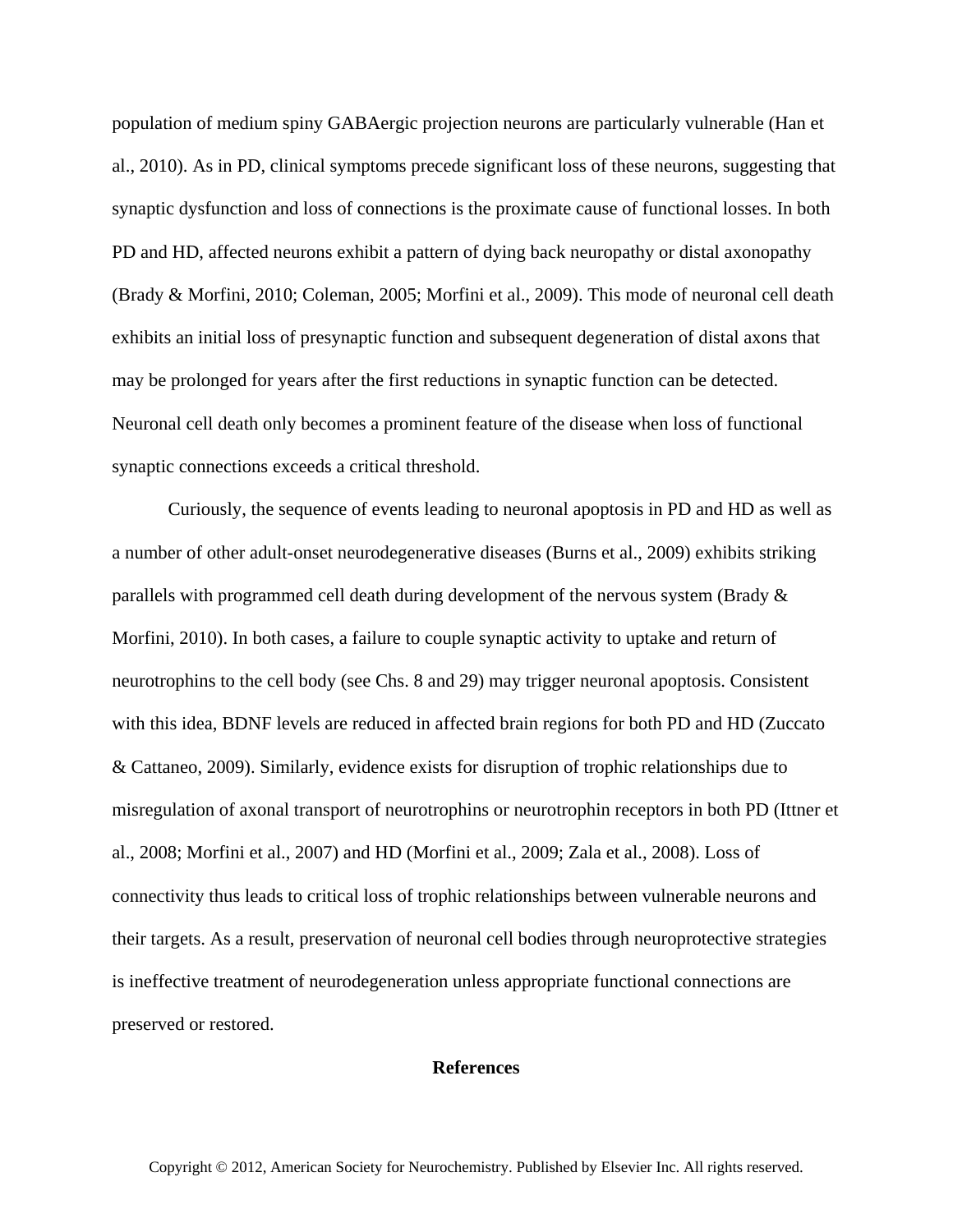population of medium spiny GABAergic projection neurons are particularly vulnerable (Han et al., 2010). As in PD, clinical symptoms precede significant loss of these neurons, suggesting that synaptic dysfunction and loss of connections is the proximate cause of functional losses. In both PD and HD, affected neurons exhibit a pattern of dying back neuropathy or distal axonopathy (Brady & Morfini, 2010; Coleman, 2005; Morfini et al., 2009). This mode of neuronal cell death exhibits an initial loss of presynaptic function and subsequent degeneration of distal axons that may be prolonged for years after the first reductions in synaptic function can be detected. Neuronal cell death only becomes a prominent feature of the disease when loss of functional synaptic connections exceeds a critical threshold.

Curiously, the sequence of events leading to neuronal apoptosis in PD and HD as well as a number of other adult-onset neurodegenerative diseases (Burns et al., 2009) exhibits striking parallels with programmed cell death during development of the nervous system (Brady & Morfini, 2010). In both cases, a failure to couple synaptic activity to uptake and return of neurotrophins to the cell body (see Chs. 8 and 29) may trigger neuronal apoptosis. Consistent with this idea, BDNF levels are reduced in affected brain regions for both PD and HD (Zuccato & Cattaneo, 2009). Similarly, evidence exists for disruption of trophic relationships due to misregulation of axonal transport of neurotrophins or neurotrophin receptors in both PD (Ittner et al., 2008; Morfini et al., 2007) and HD (Morfini et al., 2009; Zala et al., 2008). Loss of connectivity thus leads to critical loss of trophic relationships between vulnerable neurons and their targets. As a result, preservation of neuronal cell bodies through neuroprotective strategies is ineffective treatment of neurodegeneration unless appropriate functional connections are preserved or restored.

## References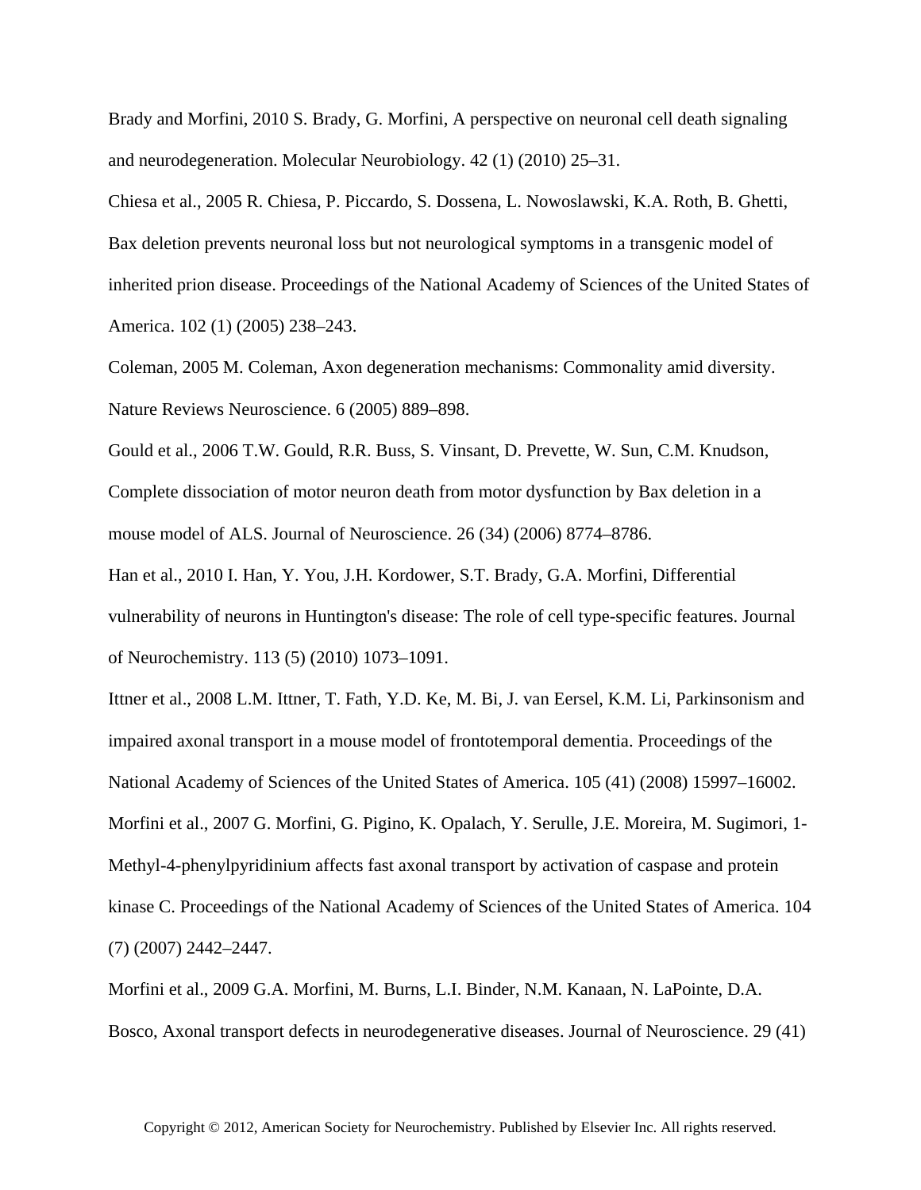Brady and Morfini, 2010 S. Brady, G. Morfini, A perspective on neuronal cell death signaling and neurodegeneration. Molecular Neurobiology. 42 (1) (2010) 25–31.

Chiesa et al., 2005 R. Chiesa, P. Piccardo, S. Dossena, L. Nowoslawski, K.A. Roth, B. Ghetti, Bax deletion prevents neuronal loss but not neurological symptoms in a transgenic model of inherited prion disease. Proceedings of the National Academy of Sciences of the United States of America. 102 (1) (2005) 238–243.

Coleman, 2005 M. Coleman, Axon degeneration mechanisms: Commonality amid diversity. Nature Reviews Neuroscience. 6 (2005) 889–898.

Gould et al., 2006 T.W. Gould, R.R. Buss, S. Vinsant, D. Prevette, W. Sun, C.M. Knudson, Complete dissociation of motor neuron death from motor dysfunction by Bax deletion in a mouse model of ALS. Journal of Neuroscience. 26 (34) (2006) 8774–8786.

Han et al., 2010 I. Han, Y. You, J.H. Kordower, S.T. Brady, G.A. Morfini, Differential vulnerability of neurons in Huntington's disease: The role of cell type-specific features. Journal of Neurochemistry. 113 (5) (2010) 1073–1091.

Ittner et al., 2008 L.M. Ittner, T. Fath, Y.D. Ke, M. Bi, J. van Eersel, K.M. Li, Parkinsonism and impaired axonal transport in a mouse model of frontotemporal dementia. Proceedings of the National Academy of Sciences of the United States of America. 105 (41) (2008) 15997–16002.

Morfini et al., 2007 G. Morfini, G. Pigino, K. Opalach, Y. Serulle, J.E. Moreira, M. Sugimori, 1-Methyl-4-phenylpyridinium affects fast axonal transport by activation of caspase and protein kinase C. Proceedings of the National Academy of Sciences of the United States of America. 104 (7) (2007) 2442–2447.

Morfini et al., 2009 G.A. Morfini, M. Burns, L.I. Binder, N.M. Kanaan, N. LaPointe, D.A. Bosco, Axonal transport defects in neurodegenerative diseases. Journal of Neuroscience. 29 (41)

Copyright © 2012, American Society for Neurochemistry. Published by Elsevier Inc. All rights reserved.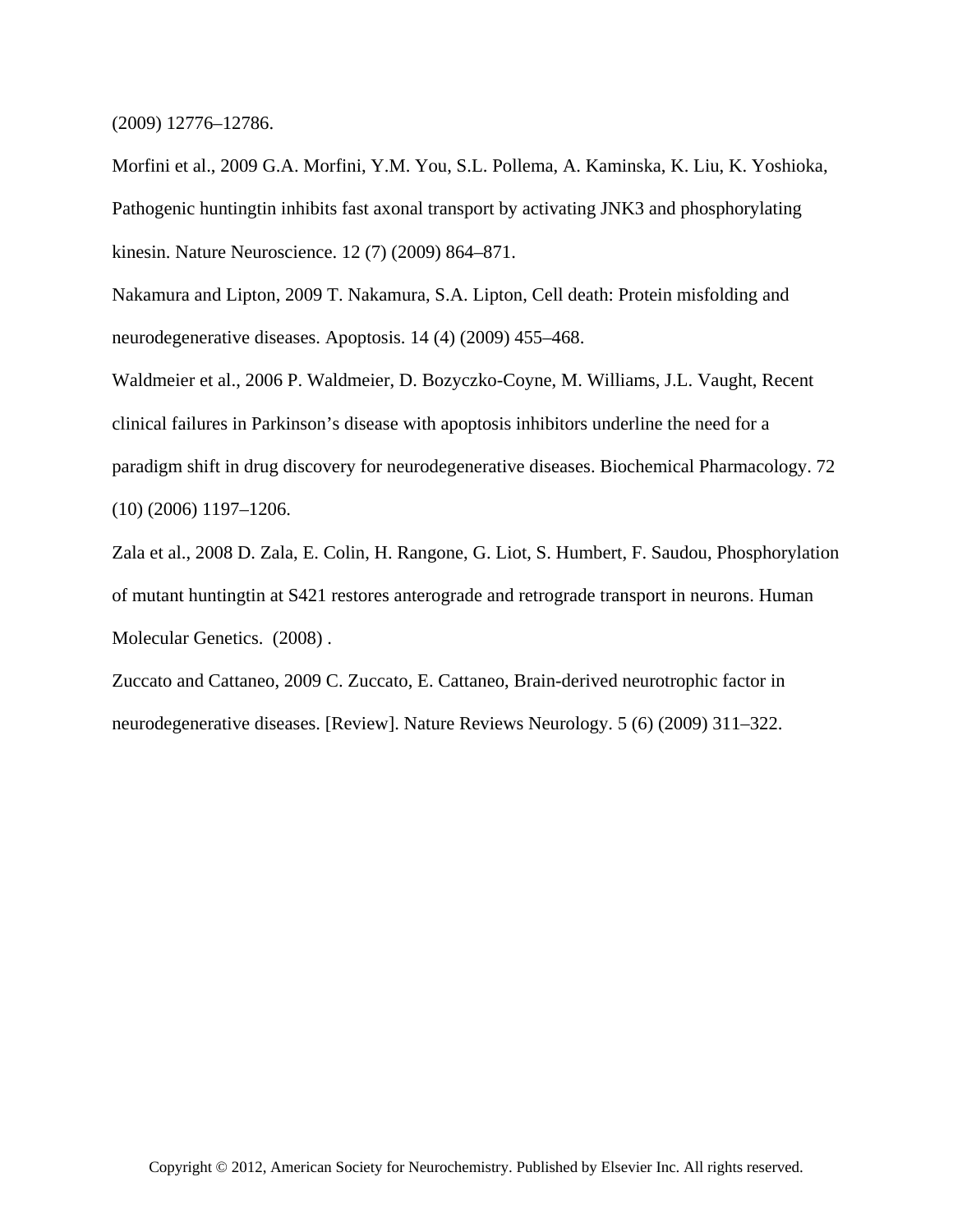(2009) 12776–12786.

Morfini et al., 2009 G.A. Morfini, Y.M. You, S.L. Pollema, A. Kaminska, K. Liu, K. Yoshioka, Pathogenic huntingtin inhibits fast axonal transport by activating JNK3 and phosphorylating kinesin. Nature Neuroscience. 12 (7) (2009) 864–871.

Nakamura and Lipton, 2009 T. Nakamura, S.A. Lipton, Cell death: Protein misfolding and neurodegenerative diseases. Apoptosis. 14 (4) (2009) 455–468.

Waldmeier et al., 2006 P. Waldmeier, D. Bozyczko-Coyne, M. Williams, J.L. Vaught, Recent clinical failures in Parkinson's disease with apoptosis inhibitors underline the need for a paradigm shift in drug discovery for neurodegenerative diseases. Biochemical Pharmacology. 72 (10) (2006) 1197–1206.

Zala et al., 2008 D. Zala, E. Colin, H. Rangone, G. Liot, S. Humbert, F. Saudou, Phosphorylation of mutant huntingtin at S421 restores anterograde and retrograde transport in neurons. Human Molecular Genetics. (2008) .

Zuccato and Cattaneo, 2009 C. Zuccato, E. Cattaneo, Brain-derived neurotrophic factor in neurodegenerative diseases. [Review]. Nature Reviews Neurology. 5 (6) (2009) 311–322.

Copyright © 2012, American Society for Neurochemistry. Published by Elsevier Inc. All rights reserved.